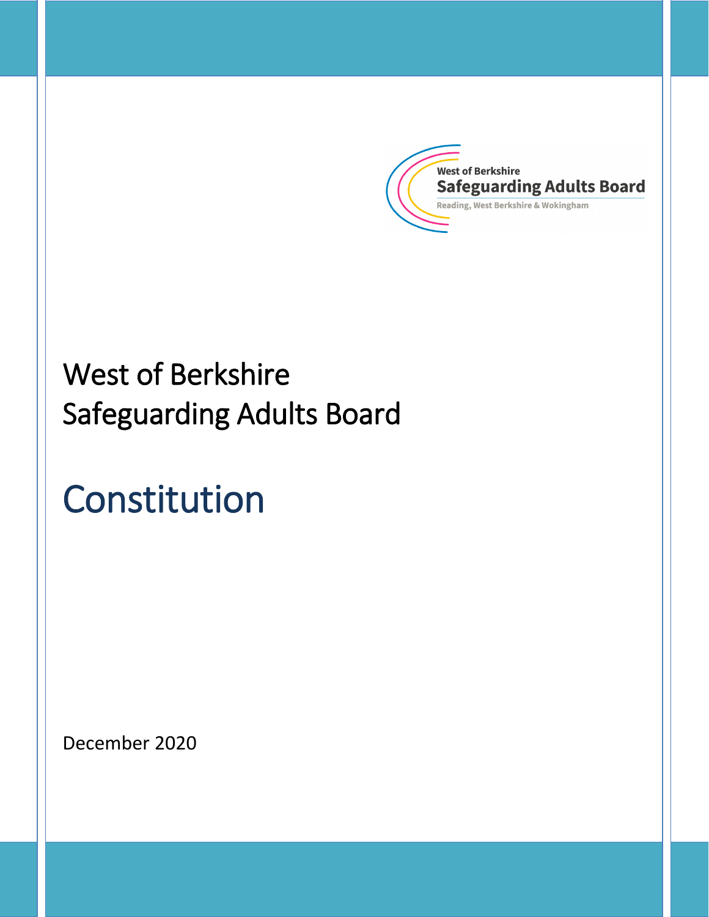West of Berkshire
Safeguarding Adults Board
Reading, West Berkshire & Wokingham

# West of Berkshire Safeguarding Adults Board

# Constitution

December 2020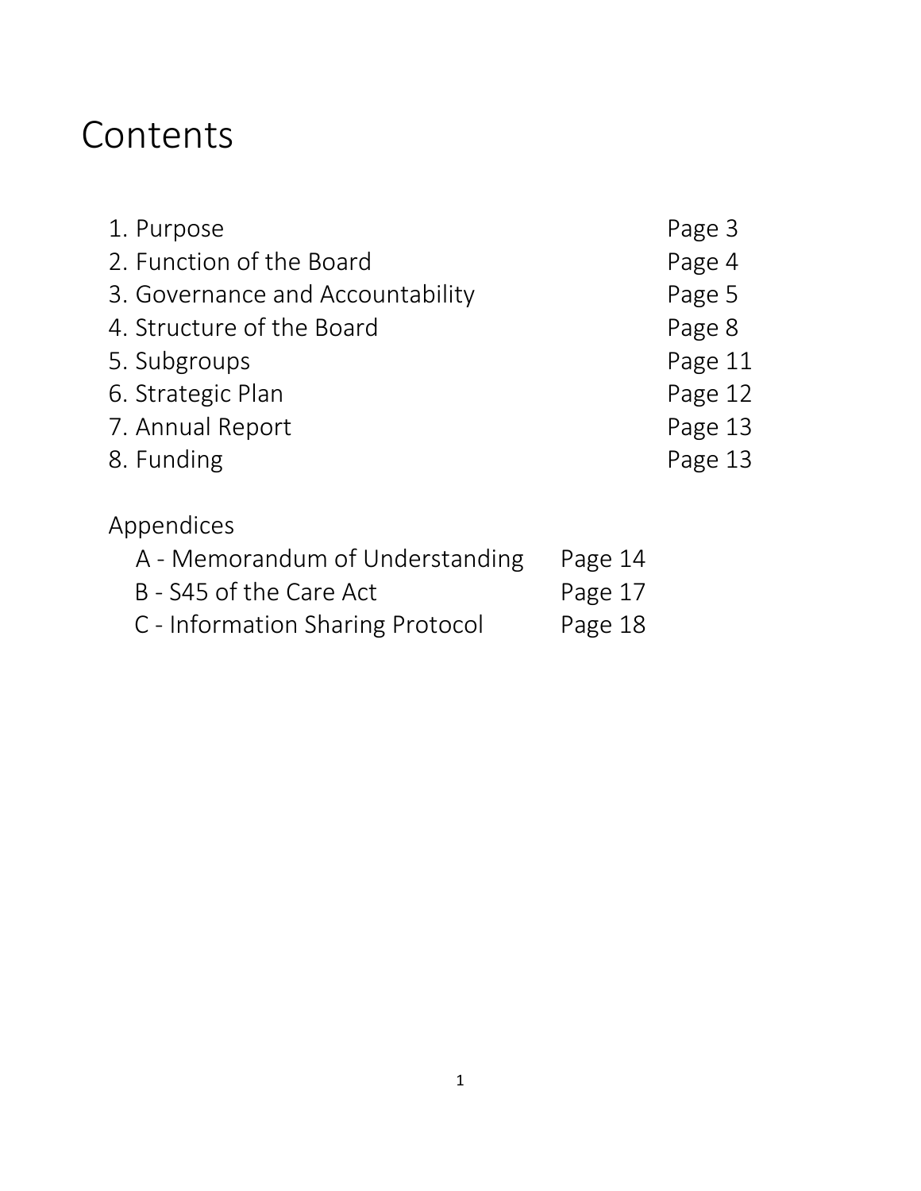# Contents

| | |
|---|---|
| 1. Purpose | Page 3 |
| 2. Function of the Board | Page 4 |
| 3. Governance and Accountability | Page 5 |
| 4. Structure of the Board | Page 8 |
| 5. Subgroups | Page 11 |
| 6. Strategic Plan | Page 12 |
| 7. Annual Report | Page 13 |
| 8. Funding | Page 13 |

Appendices

| | |
|---|---|
| A - Memorandum of Understanding | Page 14 |
| B - S45 of the Care Act | Page 17 |
| C - Information Sharing Protocol | Page 18 |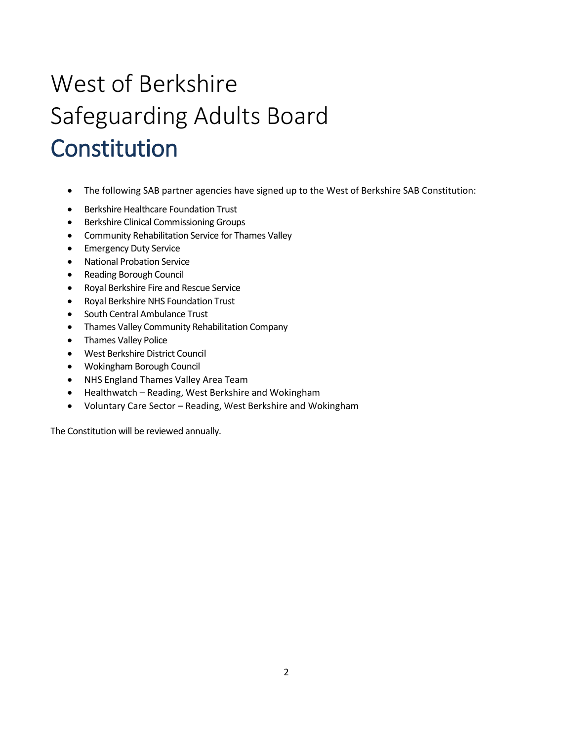# West of Berkshire Safeguarding Adults Board

# Constitution

- The following SAB partner agencies have signed up to the West of Berkshire SAB Constitution:
- Berkshire Healthcare Foundation Trust
- Berkshire Clinical Commissioning Groups
- Community Rehabilitation Service for Thames Valley
- Emergency Duty Service
- National Probation Service
- Reading Borough Council
- Royal Berkshire Fire and Rescue Service
- Royal Berkshire NHS Foundation Trust
- South Central Ambulance Trust
- Thames Valley Community Rehabilitation Company
- Thames Valley Police
- West Berkshire District Council
- Wokingham Borough Council
- NHS England Thames Valley Area Team
- Healthwatch – Reading, West Berkshire and Wokingham
- Voluntary Care Sector – Reading, West Berkshire and Wokingham

The Constitution will be reviewed annually.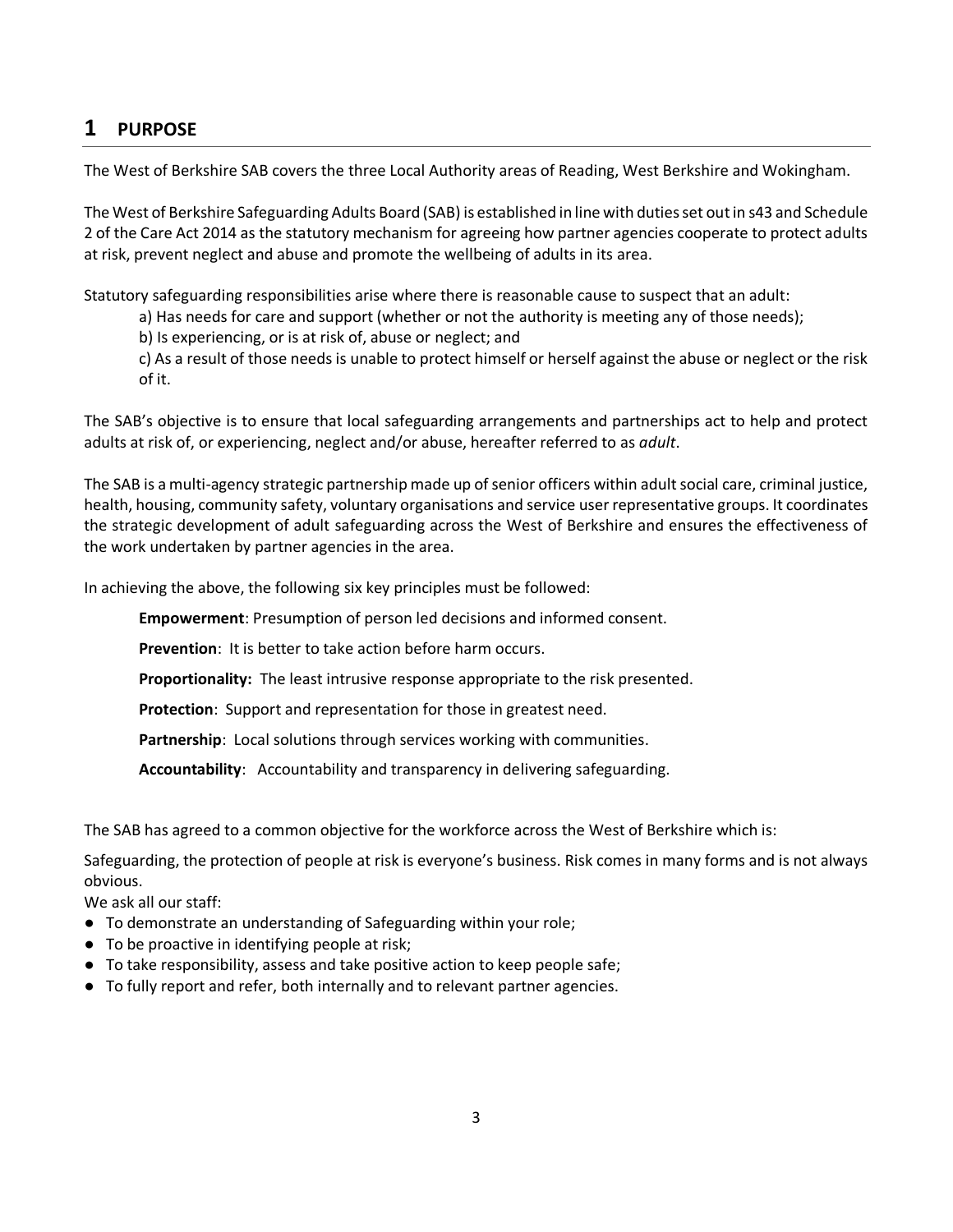# 1 PURPOSE

The West of Berkshire SAB covers the three Local Authority areas of Reading, West Berkshire and Wokingham.

The West of Berkshire Safeguarding Adults Board (SAB) is established in line with duties set out in s43 and Schedule 2 of the Care Act 2014 as the statutory mechanism for agreeing how partner agencies cooperate to protect adults at risk, prevent neglect and abuse and promote the wellbeing of adults in its area.

Statutory safeguarding responsibilities arise where there is reasonable cause to suspect that an adult:

a) Has needs for care and support (whether or not the authority is meeting any of those needs);

b) Is experiencing, or is at risk of, abuse or neglect; and

c) As a result of those needs is unable to protect himself or herself against the abuse or neglect or the risk of it.

The SAB's objective is to ensure that local safeguarding arrangements and partnerships act to help and protect adults at risk of, or experiencing, neglect and/or abuse, hereafter referred to as *adult*.

The SAB is a multi-agency strategic partnership made up of senior officers within adult social care, criminal justice, health, housing, community safety, voluntary organisations and service user representative groups. It coordinates the strategic development of adult safeguarding across the West of Berkshire and ensures the effectiveness of the work undertaken by partner agencies in the area.

In achieving the above, the following six key principles must be followed:

**Empowerment**: Presumption of person led decisions and informed consent.

**Prevention**: It is better to take action before harm occurs.

**Proportionality:** The least intrusive response appropriate to the risk presented.

**Protection**: Support and representation for those in greatest need.

**Partnership**: Local solutions through services working with communities.

**Accountability**: Accountability and transparency in delivering safeguarding.

The SAB has agreed to a common objective for the workforce across the West of Berkshire which is:

Safeguarding, the protection of people at risk is everyone's business. Risk comes in many forms and is not always obvious.

We ask all our staff:

- To demonstrate an understanding of Safeguarding within your role;
- To be proactive in identifying people at risk;
- To take responsibility, assess and take positive action to keep people safe;
- To fully report and refer, both internally and to relevant partner agencies.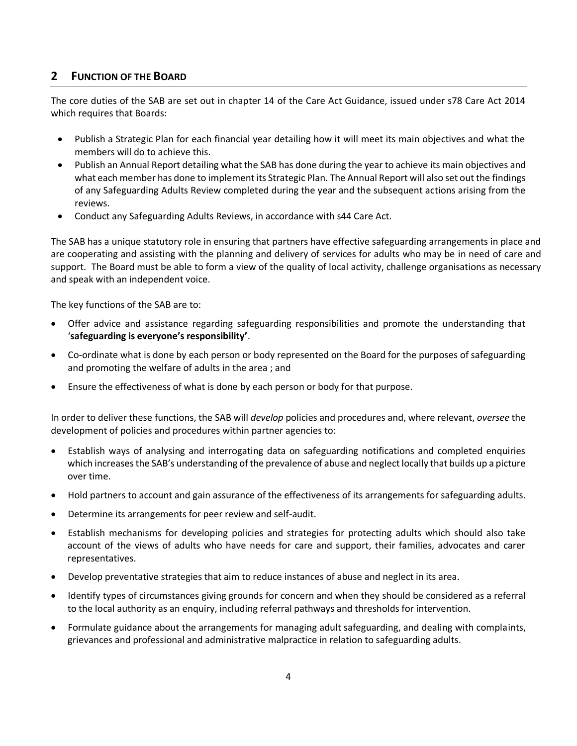## 2 FUNCTION OF THE BOARD

The core duties of the SAB are set out in chapter 14 of the Care Act Guidance, issued under s78 Care Act 2014 which requires that Boards:

- Publish a Strategic Plan for each financial year detailing how it will meet its main objectives and what the members will do to achieve this.
- Publish an Annual Report detailing what the SAB has done during the year to achieve its main objectives and what each member has done to implement its Strategic Plan. The Annual Report will also set out the findings of any Safeguarding Adults Review completed during the year and the subsequent actions arising from the reviews.
- Conduct any Safeguarding Adults Reviews, in accordance with s44 Care Act.

The SAB has a unique statutory role in ensuring that partners have effective safeguarding arrangements in place and are cooperating and assisting with the planning and delivery of services for adults who may be in need of care and support. The Board must be able to form a view of the quality of local activity, challenge organisations as necessary and speak with an independent voice.

The key functions of the SAB are to:

- Offer advice and assistance regarding safeguarding responsibilities and promote the understanding that '**safeguarding is everyone's responsibility'**.
- Co-ordinate what is done by each person or body represented on the Board for the purposes of safeguarding and promoting the welfare of adults in the area ; and
- Ensure the effectiveness of what is done by each person or body for that purpose.

In order to deliver these functions, the SAB will *develop* policies and procedures and, where relevant, *oversee* the development of policies and procedures within partner agencies to:

- Establish ways of analysing and interrogating data on safeguarding notifications and completed enquiries which increases the SAB's understanding of the prevalence of abuse and neglect locally that builds up a picture over time.
- Hold partners to account and gain assurance of the effectiveness of its arrangements for safeguarding adults.
- Determine its arrangements for peer review and self-audit.
- Establish mechanisms for developing policies and strategies for protecting adults which should also take account of the views of adults who have needs for care and support, their families, advocates and carer representatives.
- Develop preventative strategies that aim to reduce instances of abuse and neglect in its area.
- Identify types of circumstances giving grounds for concern and when they should be considered as a referral to the local authority as an enquiry, including referral pathways and thresholds for intervention.
- Formulate guidance about the arrangements for managing adult safeguarding, and dealing with complaints, grievances and professional and administrative malpractice in relation to safeguarding adults.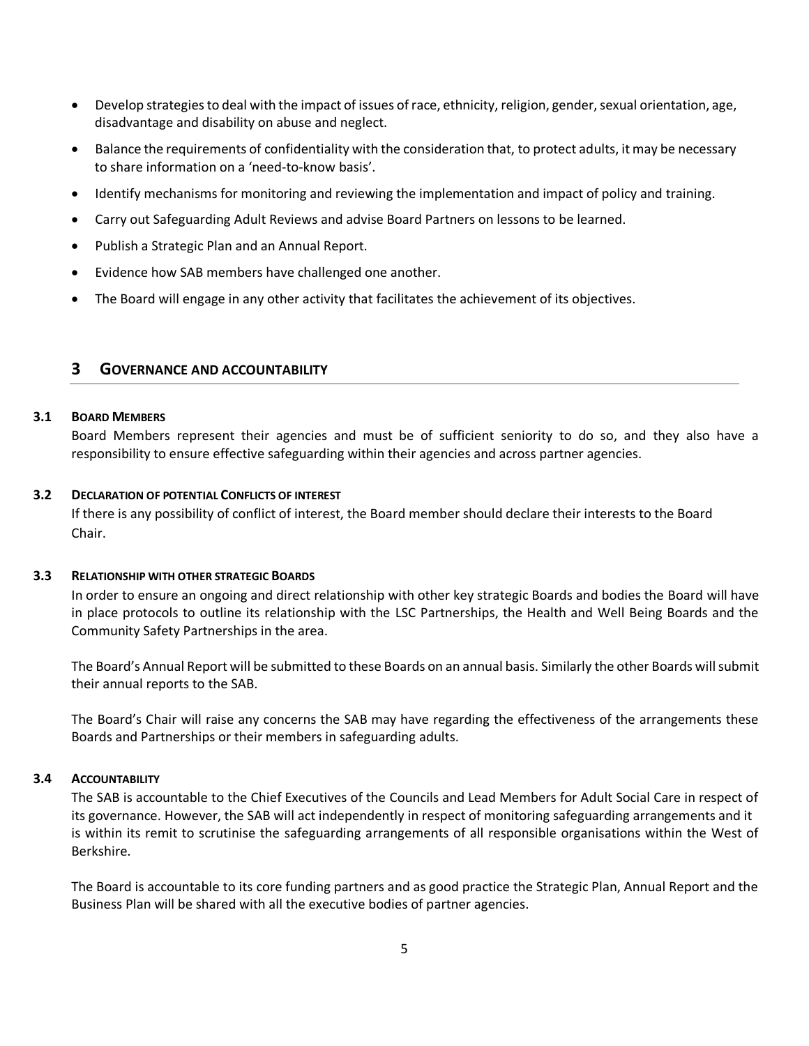- Develop strategies to deal with the impact of issues of race, ethnicity, religion, gender, sexual orientation, age, disadvantage and disability on abuse and neglect.
- Balance the requirements of confidentiality with the consideration that, to protect adults, it may be necessary to share information on a 'need-to-know basis'.
- Identify mechanisms for monitoring and reviewing the implementation and impact of policy and training.
- Carry out Safeguarding Adult Reviews and advise Board Partners on lessons to be learned.
- Publish a Strategic Plan and an Annual Report.
- Evidence how SAB members have challenged one another.
- The Board will engage in any other activity that facilitates the achievement of its objectives.

## 3 GOVERNANCE AND ACCOUNTABILITY

### 3.1 BOARD MEMBERS

Board Members represent their agencies and must be of sufficient seniority to do so, and they also have a responsibility to ensure effective safeguarding within their agencies and across partner agencies.

### 3.2 DECLARATION OF POTENTIAL CONFLICTS OF INTEREST

If there is any possibility of conflict of interest, the Board member should declare their interests to the Board Chair.

### 3.3 RELATIONSHIP WITH OTHER STRATEGIC BOARDS

In order to ensure an ongoing and direct relationship with other key strategic Boards and bodies the Board will have in place protocols to outline its relationship with the LSC Partnerships, the Health and Well Being Boards and the Community Safety Partnerships in the area.

The Board's Annual Report will be submitted to these Boards on an annual basis. Similarly the other Boards will submit their annual reports to the SAB.

The Board's Chair will raise any concerns the SAB may have regarding the effectiveness of the arrangements these Boards and Partnerships or their members in safeguarding adults.

### 3.4 ACCOUNTABILITY

The SAB is accountable to the Chief Executives of the Councils and Lead Members for Adult Social Care in respect of its governance. However, the SAB will act independently in respect of monitoring safeguarding arrangements and it is within its remit to scrutinise the safeguarding arrangements of all responsible organisations within the West of Berkshire.

The Board is accountable to its core funding partners and as good practice the Strategic Plan, Annual Report and the Business Plan will be shared with all the executive bodies of partner agencies.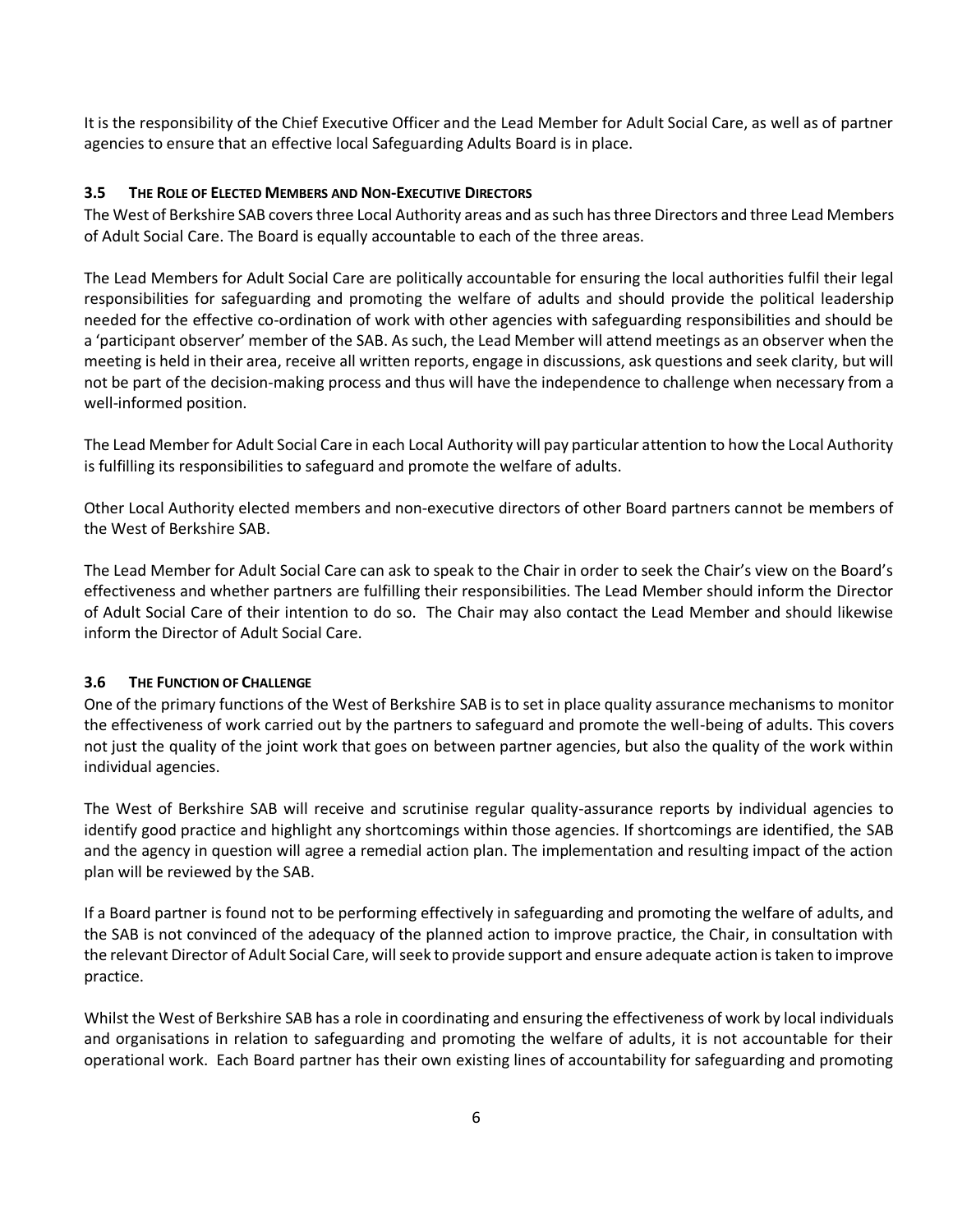It is the responsibility of the Chief Executive Officer and the Lead Member for Adult Social Care, as well as of partner agencies to ensure that an effective local Safeguarding Adults Board is in place.

### 3.5 The Role of Elected Members and Non-Executive Directors

The West of Berkshire SAB covers three Local Authority areas and as such has three Directors and three Lead Members of Adult Social Care. The Board is equally accountable to each of the three areas.

The Lead Members for Adult Social Care are politically accountable for ensuring the local authorities fulfil their legal responsibilities for safeguarding and promoting the welfare of adults and should provide the political leadership needed for the effective co-ordination of work with other agencies with safeguarding responsibilities and should be a 'participant observer' member of the SAB. As such, the Lead Member will attend meetings as an observer when the meeting is held in their area, receive all written reports, engage in discussions, ask questions and seek clarity, but will not be part of the decision-making process and thus will have the independence to challenge when necessary from a well-informed position.

The Lead Member for Adult Social Care in each Local Authority will pay particular attention to how the Local Authority is fulfilling its responsibilities to safeguard and promote the welfare of adults.

Other Local Authority elected members and non-executive directors of other Board partners cannot be members of the West of Berkshire SAB.

The Lead Member for Adult Social Care can ask to speak to the Chair in order to seek the Chair's view on the Board's effectiveness and whether partners are fulfilling their responsibilities. The Lead Member should inform the Director of Adult Social Care of their intention to do so. The Chair may also contact the Lead Member and should likewise inform the Director of Adult Social Care.

### 3.6 The Function of Challenge

One of the primary functions of the West of Berkshire SAB is to set in place quality assurance mechanisms to monitor the effectiveness of work carried out by the partners to safeguard and promote the well-being of adults. This covers not just the quality of the joint work that goes on between partner agencies, but also the quality of the work within individual agencies.

The West of Berkshire SAB will receive and scrutinise regular quality-assurance reports by individual agencies to identify good practice and highlight any shortcomings within those agencies. If shortcomings are identified, the SAB and the agency in question will agree a remedial action plan. The implementation and resulting impact of the action plan will be reviewed by the SAB.

If a Board partner is found not to be performing effectively in safeguarding and promoting the welfare of adults, and the SAB is not convinced of the adequacy of the planned action to improve practice, the Chair, in consultation with the relevant Director of Adult Social Care, will seek to provide support and ensure adequate action is taken to improve practice.

Whilst the West of Berkshire SAB has a role in coordinating and ensuring the effectiveness of work by local individuals and organisations in relation to safeguarding and promoting the welfare of adults, it is not accountable for their operational work. Each Board partner has their own existing lines of accountability for safeguarding and promoting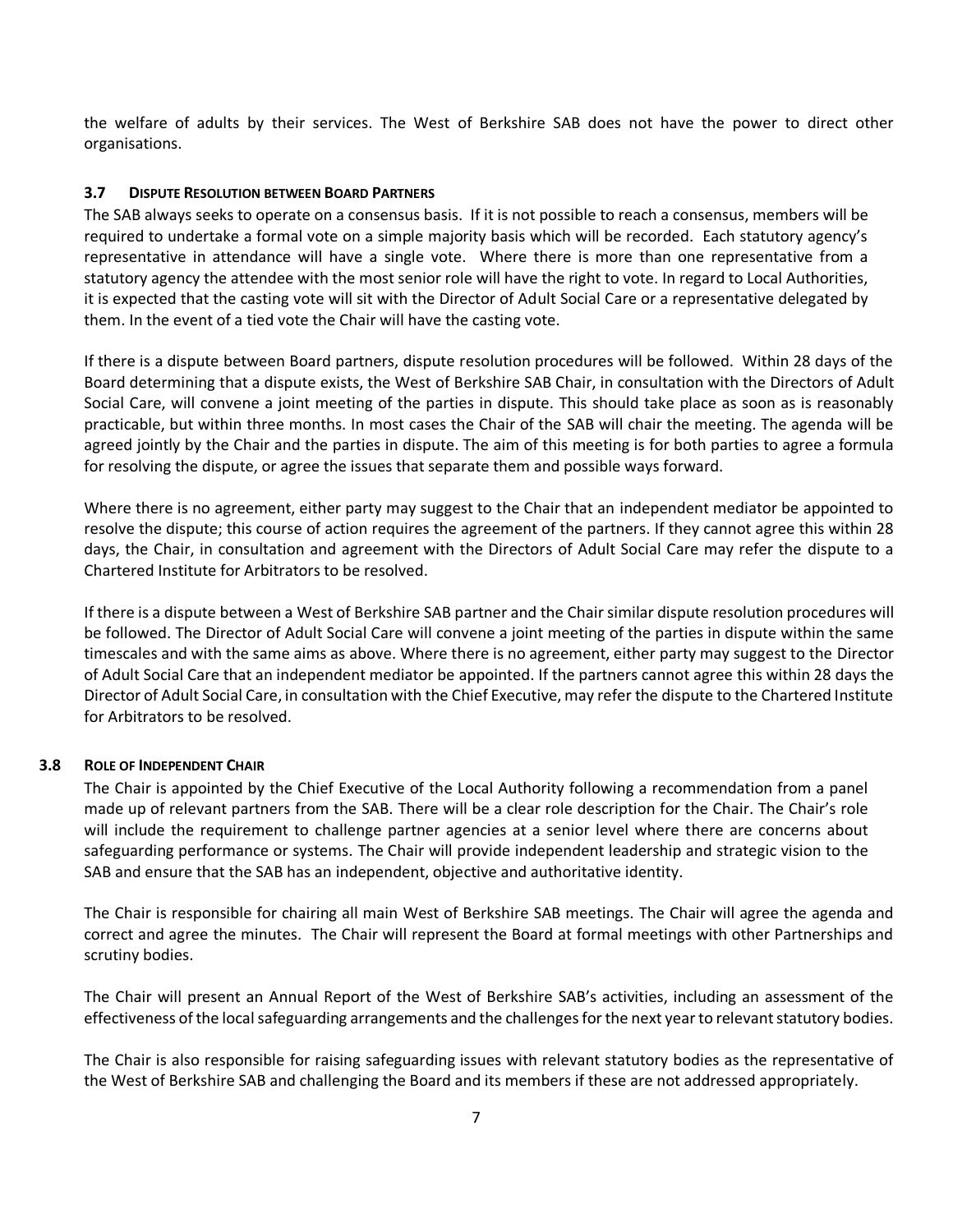the welfare of adults by their services. The West of Berkshire SAB does not have the power to direct other organisations.

### 3.7 Dispute Resolution between Board Partners

The SAB always seeks to operate on a consensus basis. If it is not possible to reach a consensus, members will be required to undertake a formal vote on a simple majority basis which will be recorded. Each statutory agency's representative in attendance will have a single vote. Where there is more than one representative from a statutory agency the attendee with the most senior role will have the right to vote. In regard to Local Authorities, it is expected that the casting vote will sit with the Director of Adult Social Care or a representative delegated by them. In the event of a tied vote the Chair will have the casting vote.

If there is a dispute between Board partners, dispute resolution procedures will be followed. Within 28 days of the Board determining that a dispute exists, the West of Berkshire SAB Chair, in consultation with the Directors of Adult Social Care, will convene a joint meeting of the parties in dispute. This should take place as soon as is reasonably practicable, but within three months. In most cases the Chair of the SAB will chair the meeting. The agenda will be agreed jointly by the Chair and the parties in dispute. The aim of this meeting is for both parties to agree a formula for resolving the dispute, or agree the issues that separate them and possible ways forward.

Where there is no agreement, either party may suggest to the Chair that an independent mediator be appointed to resolve the dispute; this course of action requires the agreement of the partners. If they cannot agree this within 28 days, the Chair, in consultation and agreement with the Directors of Adult Social Care may refer the dispute to a Chartered Institute for Arbitrators to be resolved.

If there is a dispute between a West of Berkshire SAB partner and the Chair similar dispute resolution procedures will be followed. The Director of Adult Social Care will convene a joint meeting of the parties in dispute within the same timescales and with the same aims as above. Where there is no agreement, either party may suggest to the Director of Adult Social Care that an independent mediator be appointed. If the partners cannot agree this within 28 days the Director of Adult Social Care, in consultation with the Chief Executive, may refer the dispute to the Chartered Institute for Arbitrators to be resolved.

### 3.8 Role of Independent Chair

The Chair is appointed by the Chief Executive of the Local Authority following a recommendation from a panel made up of relevant partners from the SAB. There will be a clear role description for the Chair. The Chair's role will include the requirement to challenge partner agencies at a senior level where there are concerns about safeguarding performance or systems. The Chair will provide independent leadership and strategic vision to the SAB and ensure that the SAB has an independent, objective and authoritative identity.

The Chair is responsible for chairing all main West of Berkshire SAB meetings. The Chair will agree the agenda and correct and agree the minutes. The Chair will represent the Board at formal meetings with other Partnerships and scrutiny bodies.

The Chair will present an Annual Report of the West of Berkshire SAB's activities, including an assessment of the effectiveness of the local safeguarding arrangements and the challenges for the next year to relevant statutory bodies.

The Chair is also responsible for raising safeguarding issues with relevant statutory bodies as the representative of the West of Berkshire SAB and challenging the Board and its members if these are not addressed appropriately.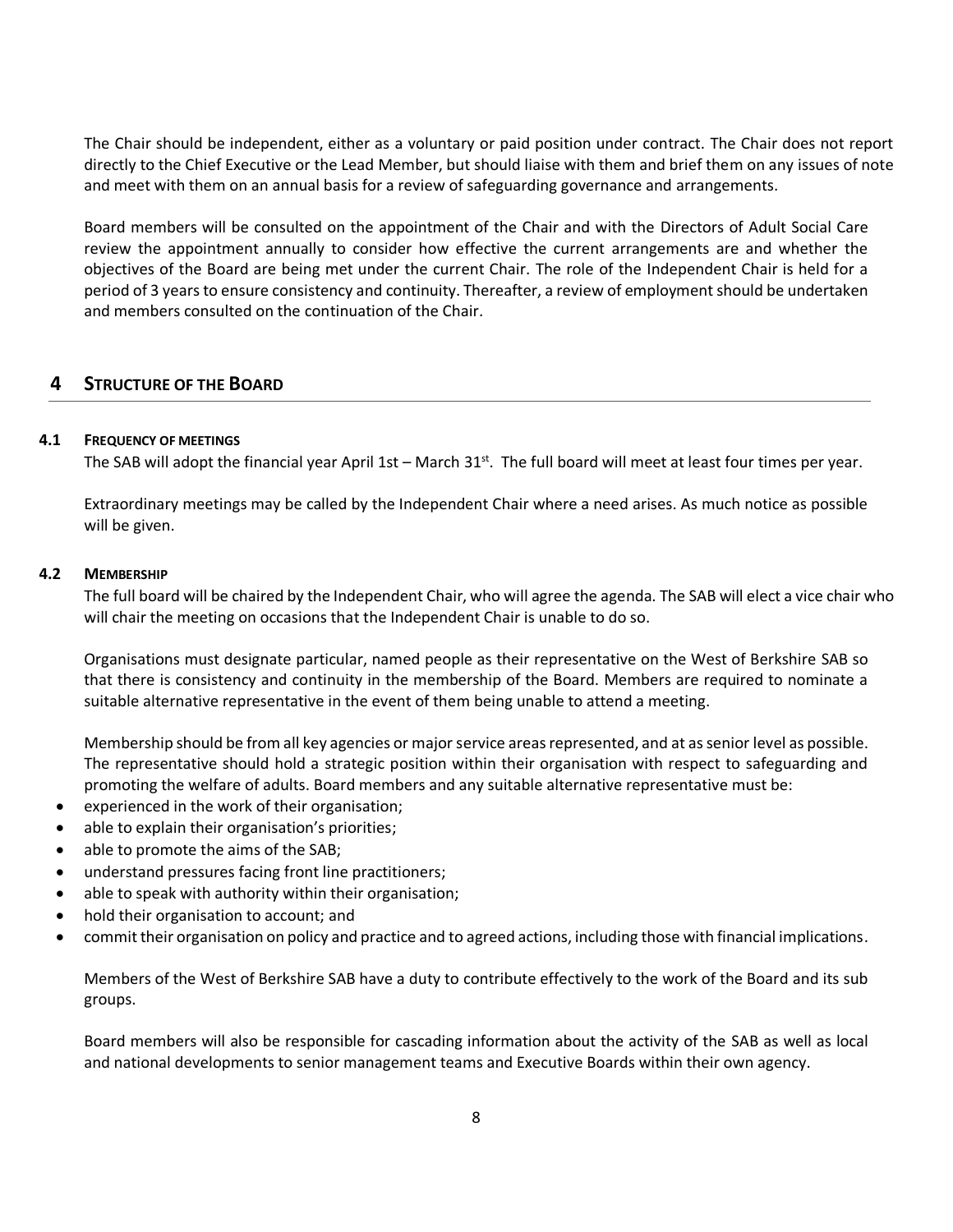The Chair should be independent, either as a voluntary or paid position under contract. The Chair does not report directly to the Chief Executive or the Lead Member, but should liaise with them and brief them on any issues of note and meet with them on an annual basis for a review of safeguarding governance and arrangements.

Board members will be consulted on the appointment of the Chair and with the Directors of Adult Social Care review the appointment annually to consider how effective the current arrangements are and whether the objectives of the Board are being met under the current Chair. The role of the Independent Chair is held for a period of 3 years to ensure consistency and continuity. Thereafter, a review of employment should be undertaken and members consulted on the continuation of the Chair.

## 4 STRUCTURE OF THE BOARD

### 4.1 FREQUENCY OF MEETINGS

The SAB will adopt the financial year April 1st – March 31st. The full board will meet at least four times per year.

Extraordinary meetings may be called by the Independent Chair where a need arises. As much notice as possible will be given.

### 4.2 MEMBERSHIP

The full board will be chaired by the Independent Chair, who will agree the agenda. The SAB will elect a vice chair who will chair the meeting on occasions that the Independent Chair is unable to do so.

Organisations must designate particular, named people as their representative on the West of Berkshire SAB so that there is consistency and continuity in the membership of the Board. Members are required to nominate a suitable alternative representative in the event of them being unable to attend a meeting.

Membership should be from all key agencies or major service areas represented, and at as senior level as possible. The representative should hold a strategic position within their organisation with respect to safeguarding and promoting the welfare of adults. Board members and any suitable alternative representative must be:

- experienced in the work of their organisation;
- able to explain their organisation's priorities;
- able to promote the aims of the SAB;
- understand pressures facing front line practitioners;
- able to speak with authority within their organisation;
- hold their organisation to account; and
- commit their organisation on policy and practice and to agreed actions, including those with financial implications.

Members of the West of Berkshire SAB have a duty to contribute effectively to the work of the Board and its sub groups.

Board members will also be responsible for cascading information about the activity of the SAB as well as local and national developments to senior management teams and Executive Boards within their own agency.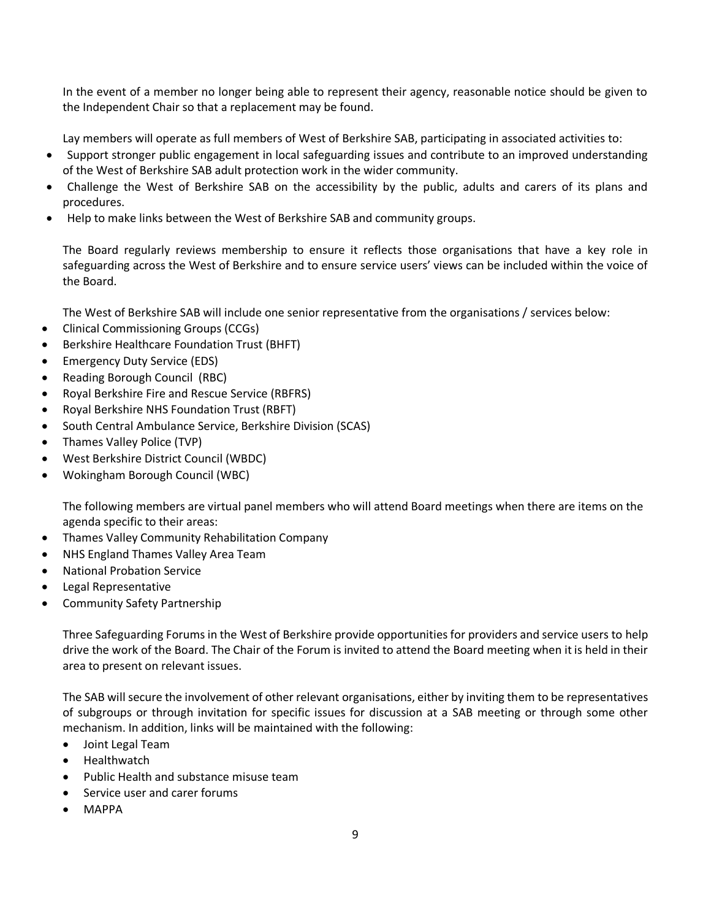In the event of a member no longer being able to represent their agency, reasonable notice should be given to the Independent Chair so that a replacement may be found.

Lay members will operate as full members of West of Berkshire SAB, participating in associated activities to:

- Support stronger public engagement in local safeguarding issues and contribute to an improved understanding of the West of Berkshire SAB adult protection work in the wider community.
- Challenge the West of Berkshire SAB on the accessibility by the public, adults and carers of its plans and procedures.
- Help to make links between the West of Berkshire SAB and community groups.

The Board regularly reviews membership to ensure it reflects those organisations that have a key role in safeguarding across the West of Berkshire and to ensure service users' views can be included within the voice of the Board.

The West of Berkshire SAB will include one senior representative from the organisations / services below:

- Clinical Commissioning Groups (CCGs)
- Berkshire Healthcare Foundation Trust (BHFT)
- Emergency Duty Service (EDS)
- Reading Borough Council (RBC)
- Royal Berkshire Fire and Rescue Service (RBFRS)
- Royal Berkshire NHS Foundation Trust (RBFT)
- South Central Ambulance Service, Berkshire Division (SCAS)
- Thames Valley Police (TVP)
- West Berkshire District Council (WBDC)
- Wokingham Borough Council (WBC)

The following members are virtual panel members who will attend Board meetings when there are items on the agenda specific to their areas:

- Thames Valley Community Rehabilitation Company
- NHS England Thames Valley Area Team
- National Probation Service
- Legal Representative
- Community Safety Partnership

Three Safeguarding Forums in the West of Berkshire provide opportunities for providers and service users to help drive the work of the Board. The Chair of the Forum is invited to attend the Board meeting when it is held in their area to present on relevant issues.

The SAB will secure the involvement of other relevant organisations, either by inviting them to be representatives of subgroups or through invitation for specific issues for discussion at a SAB meeting or through some other mechanism. In addition, links will be maintained with the following:

- Joint Legal Team
- Healthwatch
- Public Health and substance misuse team
- Service user and carer forums
- MAPPA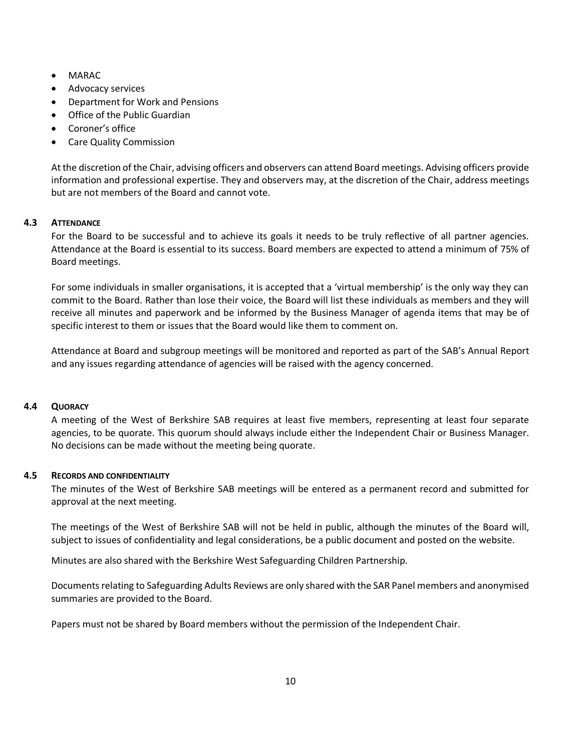- MARAC
- Advocacy services
- Department for Work and Pensions
- Office of the Public Guardian
- Coroner's office
- Care Quality Commission

At the discretion of the Chair, advising officers and observers can attend Board meetings. Advising officers provide information and professional expertise. They and observers may, at the discretion of the Chair, address meetings but are not members of the Board and cannot vote.

### 4.3 ATTENDANCE

For the Board to be successful and to achieve its goals it needs to be truly reflective of all partner agencies. Attendance at the Board is essential to its success. Board members are expected to attend a minimum of 75% of Board meetings.

For some individuals in smaller organisations, it is accepted that a 'virtual membership' is the only way they can commit to the Board. Rather than lose their voice, the Board will list these individuals as members and they will receive all minutes and paperwork and be informed by the Business Manager of agenda items that may be of specific interest to them or issues that the Board would like them to comment on.

Attendance at Board and subgroup meetings will be monitored and reported as part of the SAB's Annual Report and any issues regarding attendance of agencies will be raised with the agency concerned.

### 4.4 QUORACY

A meeting of the West of Berkshire SAB requires at least five members, representing at least four separate agencies, to be quorate. This quorum should always include either the Independent Chair or Business Manager. No decisions can be made without the meeting being quorate.

### 4.5 RECORDS AND CONFIDENTIALITY

The minutes of the West of Berkshire SAB meetings will be entered as a permanent record and submitted for approval at the next meeting.

The meetings of the West of Berkshire SAB will not be held in public, although the minutes of the Board will, subject to issues of confidentiality and legal considerations, be a public document and posted on the website.

Minutes are also shared with the Berkshire West Safeguarding Children Partnership.

Documents relating to Safeguarding Adults Reviews are only shared with the SAR Panel members and anonymised summaries are provided to the Board.

Papers must not be shared by Board members without the permission of the Independent Chair.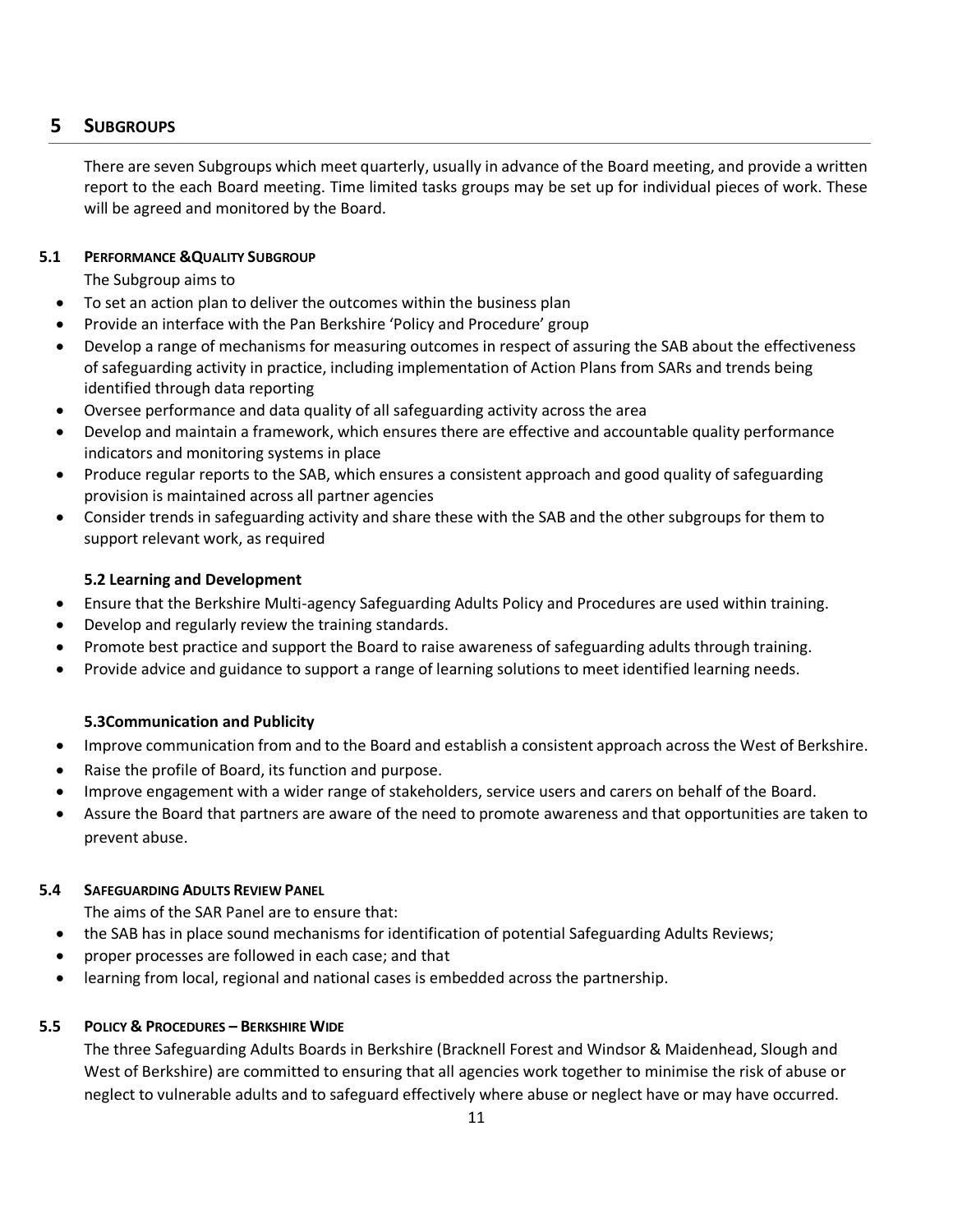## 5 SUBGROUPS

There are seven Subgroups which meet quarterly, usually in advance of the Board meeting, and provide a written report to the each Board meeting. Time limited tasks groups may be set up for individual pieces of work. These will be agreed and monitored by the Board.

### 5.1 PERFORMANCE &QUALITY SUBGROUP

The Subgroup aims to

- To set an action plan to deliver the outcomes within the business plan
- Provide an interface with the Pan Berkshire 'Policy and Procedure' group
- Develop a range of mechanisms for measuring outcomes in respect of assuring the SAB about the effectiveness of safeguarding activity in practice, including implementation of Action Plans from SARs and trends being identified through data reporting
- Oversee performance and data quality of all safeguarding activity across the area
- Develop and maintain a framework, which ensures there are effective and accountable quality performance indicators and monitoring systems in place
- Produce regular reports to the SAB, which ensures a consistent approach and good quality of safeguarding provision is maintained across all partner agencies
- Consider trends in safeguarding activity and share these with the SAB and the other subgroups for them to support relevant work, as required

### 5.2 Learning and Development

- Ensure that the Berkshire Multi-agency Safeguarding Adults Policy and Procedures are used within training.
- Develop and regularly review the training standards.
- Promote best practice and support the Board to raise awareness of safeguarding adults through training.
- Provide advice and guidance to support a range of learning solutions to meet identified learning needs.

### 5.3Communication and Publicity

- Improve communication from and to the Board and establish a consistent approach across the West of Berkshire.
- Raise the profile of Board, its function and purpose.
- Improve engagement with a wider range of stakeholders, service users and carers on behalf of the Board.
- Assure the Board that partners are aware of the need to promote awareness and that opportunities are taken to prevent abuse.

### 5.4 SAFEGUARDING ADULTS REVIEW PANEL

The aims of the SAR Panel are to ensure that:

- the SAB has in place sound mechanisms for identification of potential Safeguarding Adults Reviews;
- proper processes are followed in each case; and that
- learning from local, regional and national cases is embedded across the partnership.

### 5.5 POLICY & PROCEDURES – BERKSHIRE WIDE

The three Safeguarding Adults Boards in Berkshire (Bracknell Forest and Windsor & Maidenhead, Slough and West of Berkshire) are committed to ensuring that all agencies work together to minimise the risk of abuse or neglect to vulnerable adults and to safeguard effectively where abuse or neglect have or may have occurred.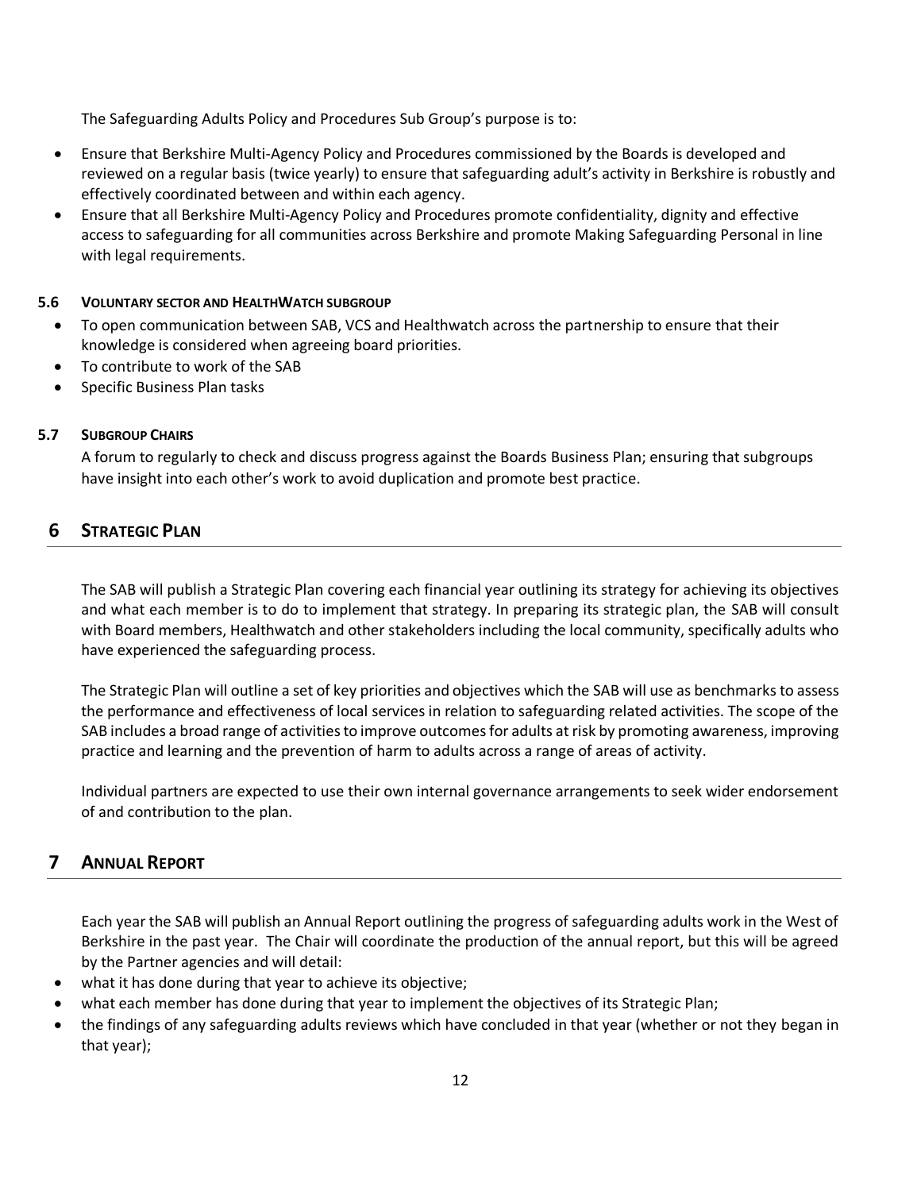The Safeguarding Adults Policy and Procedures Sub Group's purpose is to:

- Ensure that Berkshire Multi-Agency Policy and Procedures commissioned by the Boards is developed and reviewed on a regular basis (twice yearly) to ensure that safeguarding adult's activity in Berkshire is robustly and effectively coordinated between and within each agency.
- Ensure that all Berkshire Multi-Agency Policy and Procedures promote confidentiality, dignity and effective access to safeguarding for all communities across Berkshire and promote Making Safeguarding Personal in line with legal requirements.

### 5.6 VOLUNTARY SECTOR AND HEALTHWATCH SUBGROUP

- To open communication between SAB, VCS and Healthwatch across the partnership to ensure that their knowledge is considered when agreeing board priorities.
- To contribute to work of the SAB
- Specific Business Plan tasks

### 5.7 SUBGROUP CHAIRS

A forum to regularly to check and discuss progress against the Boards Business Plan; ensuring that subgroups have insight into each other's work to avoid duplication and promote best practice.

## 6 STRATEGIC PLAN

The SAB will publish a Strategic Plan covering each financial year outlining its strategy for achieving its objectives and what each member is to do to implement that strategy. In preparing its strategic plan, the SAB will consult with Board members, Healthwatch and other stakeholders including the local community, specifically adults who have experienced the safeguarding process.

The Strategic Plan will outline a set of key priorities and objectives which the SAB will use as benchmarks to assess the performance and effectiveness of local services in relation to safeguarding related activities. The scope of the SAB includes a broad range of activities to improve outcomes for adults at risk by promoting awareness, improving practice and learning and the prevention of harm to adults across a range of areas of activity.

Individual partners are expected to use their own internal governance arrangements to seek wider endorsement of and contribution to the plan.

## 7 ANNUAL REPORT

Each year the SAB will publish an Annual Report outlining the progress of safeguarding adults work in the West of Berkshire in the past year. The Chair will coordinate the production of the annual report, but this will be agreed by the Partner agencies and will detail:

- what it has done during that year to achieve its objective;
- what each member has done during that year to implement the objectives of its Strategic Plan;
- the findings of any safeguarding adults reviews which have concluded in that year (whether or not they began in that year);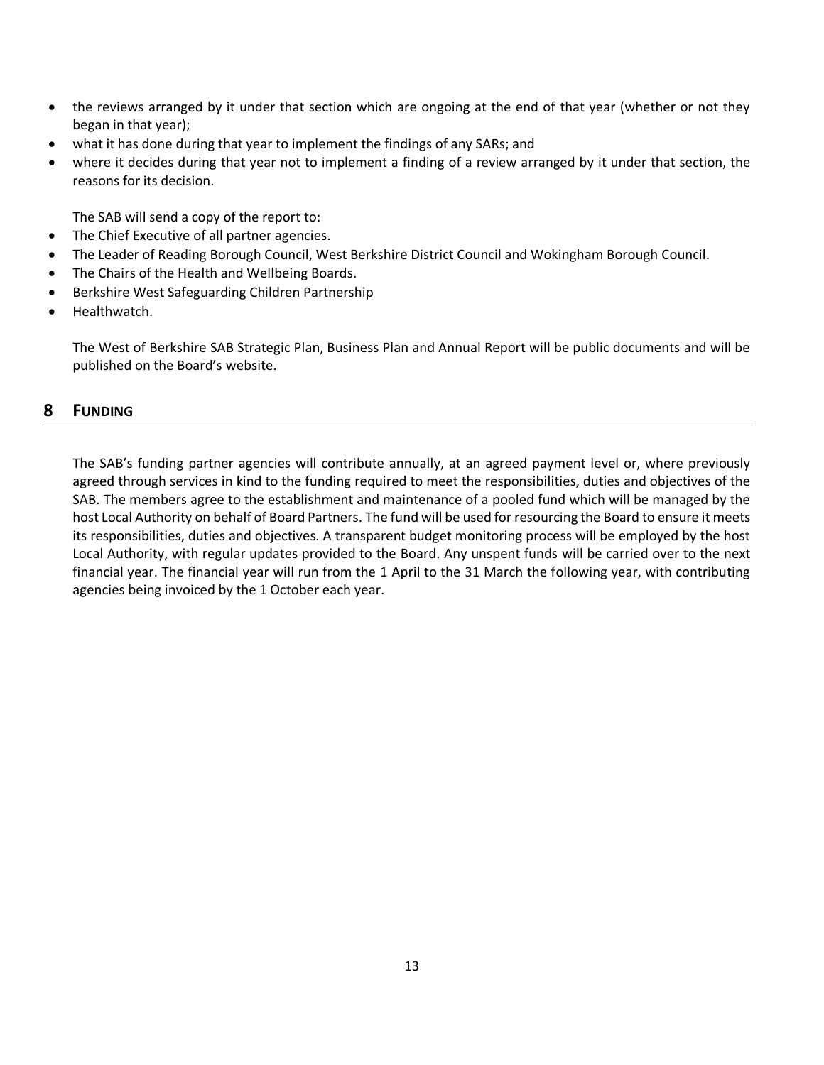- the reviews arranged by it under that section which are ongoing at the end of that year (whether or not they began in that year);
- what it has done during that year to implement the findings of any SARs; and
- where it decides during that year not to implement a finding of a review arranged by it under that section, the reasons for its decision.

The SAB will send a copy of the report to:

- The Chief Executive of all partner agencies.
- The Leader of Reading Borough Council, West Berkshire District Council and Wokingham Borough Council.
- The Chairs of the Health and Wellbeing Boards.
- Berkshire West Safeguarding Children Partnership
- Healthwatch.

The West of Berkshire SAB Strategic Plan, Business Plan and Annual Report will be public documents and will be published on the Board's website.

## 8 Funding

The SAB's funding partner agencies will contribute annually, at an agreed payment level or, where previously agreed through services in kind to the funding required to meet the responsibilities, duties and objectives of the SAB. The members agree to the establishment and maintenance of a pooled fund which will be managed by the host Local Authority on behalf of Board Partners. The fund will be used for resourcing the Board to ensure it meets its responsibilities, duties and objectives. A transparent budget monitoring process will be employed by the host Local Authority, with regular updates provided to the Board. Any unspent funds will be carried over to the next financial year. The financial year will run from the 1 April to the 31 March the following year, with contributing agencies being invoiced by the 1 October each year.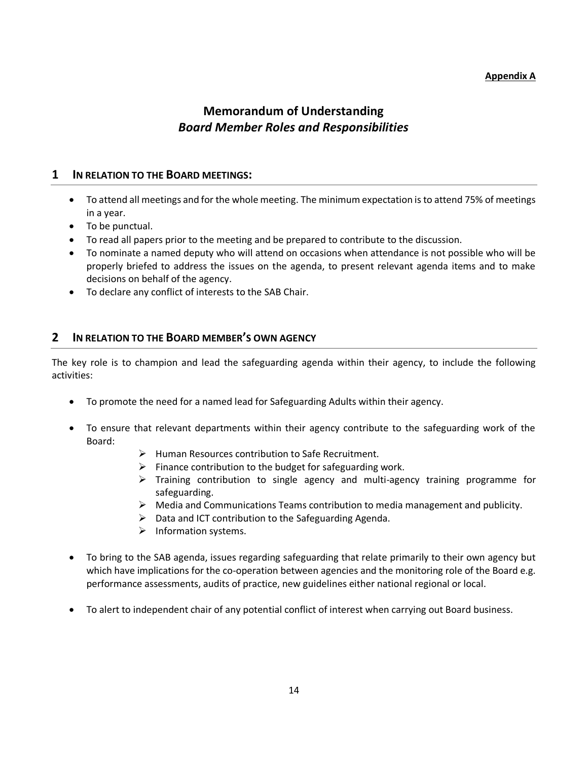**Appendix A**

# Memorandum of Understanding
## *Board Member Roles and Responsibilities*

## 1 In relation to the Board meetings:

- To attend all meetings and for the whole meeting. The minimum expectation is to attend 75% of meetings in a year.
- To be punctual.
- To read all papers prior to the meeting and be prepared to contribute to the discussion.
- To nominate a named deputy who will attend on occasions when attendance is not possible who will be properly briefed to address the issues on the agenda, to present relevant agenda items and to make decisions on behalf of the agency.
- To declare any conflict of interests to the SAB Chair.

## 2 In relation to the Board member's own agency

The key role is to champion and lead the safeguarding agenda within their agency, to include the following activities:

- To promote the need for a named lead for Safeguarding Adults within their agency.

- To ensure that relevant departments within their agency contribute to the safeguarding work of the Board:
    - Human Resources contribution to Safe Recruitment.
    - Finance contribution to the budget for safeguarding work.
    - Training contribution to single agency and multi-agency training programme for safeguarding.
    - Media and Communications Teams contribution to media management and publicity.
    - Data and ICT contribution to the Safeguarding Agenda.
    - Information systems.

- To bring to the SAB agenda, issues regarding safeguarding that relate primarily to their own agency but which have implications for the co-operation between agencies and the monitoring role of the Board e.g. performance assessments, audits of practice, new guidelines either national regional or local.

- To alert to independent chair of any potential conflict of interest when carrying out Board business.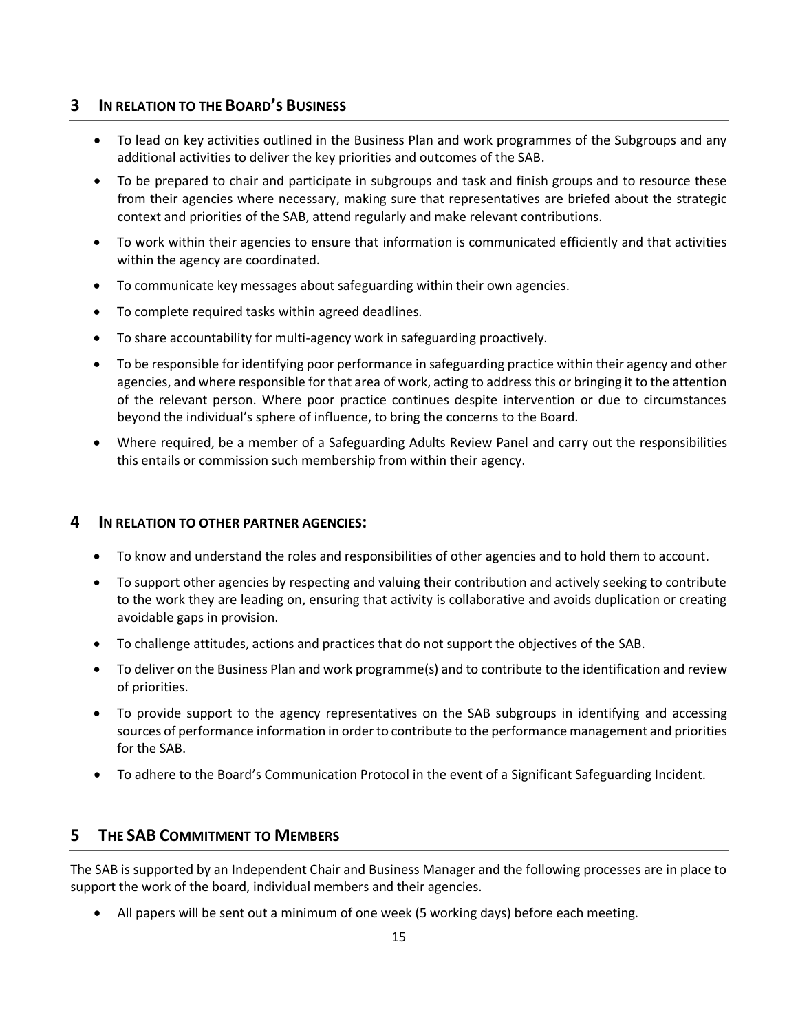## 3 In relation to the Board's Business

- To lead on key activities outlined in the Business Plan and work programmes of the Subgroups and any additional activities to deliver the key priorities and outcomes of the SAB.
- To be prepared to chair and participate in subgroups and task and finish groups and to resource these from their agencies where necessary, making sure that representatives are briefed about the strategic context and priorities of the SAB, attend regularly and make relevant contributions.
- To work within their agencies to ensure that information is communicated efficiently and that activities within the agency are coordinated.
- To communicate key messages about safeguarding within their own agencies.
- To complete required tasks within agreed deadlines.
- To share accountability for multi-agency work in safeguarding proactively.
- To be responsible for identifying poor performance in safeguarding practice within their agency and other agencies, and where responsible for that area of work, acting to address this or bringing it to the attention of the relevant person. Where poor practice continues despite intervention or due to circumstances beyond the individual's sphere of influence, to bring the concerns to the Board.
- Where required, be a member of a Safeguarding Adults Review Panel and carry out the responsibilities this entails or commission such membership from within their agency.

## 4 In relation to other partner agencies:

- To know and understand the roles and responsibilities of other agencies and to hold them to account.
- To support other agencies by respecting and valuing their contribution and actively seeking to contribute to the work they are leading on, ensuring that activity is collaborative and avoids duplication or creating avoidable gaps in provision.
- To challenge attitudes, actions and practices that do not support the objectives of the SAB.
- To deliver on the Business Plan and work programme(s) and to contribute to the identification and review of priorities.
- To provide support to the agency representatives on the SAB subgroups in identifying and accessing sources of performance information in order to contribute to the performance management and priorities for the SAB.
- To adhere to the Board's Communication Protocol in the event of a Significant Safeguarding Incident.

## 5 The SAB Commitment to Members

The SAB is supported by an Independent Chair and Business Manager and the following processes are in place to support the work of the board, individual members and their agencies.

- All papers will be sent out a minimum of one week (5 working days) before each meeting.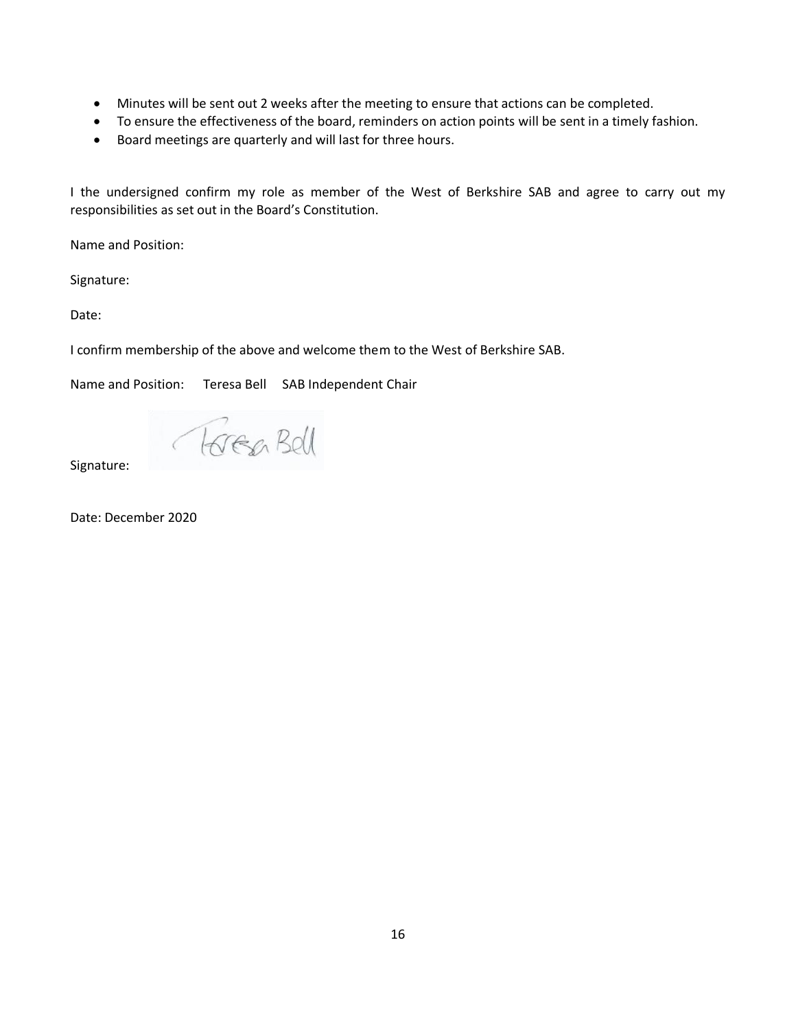- Minutes will be sent out 2 weeks after the meeting to ensure that actions can be completed.
- To ensure the effectiveness of the board, reminders on action points will be sent in a timely fashion.
- Board meetings are quarterly and will last for three hours.

I the undersigned confirm my role as member of the West of Berkshire SAB and agree to carry out my responsibilities as set out in the Board's Constitution.

Name and Position:

Signature:

Date:

I confirm membership of the above and welcome them to the West of Berkshire SAB.

Name and Position: Teresa Bell SAB Independent Chair

Signature:

Date: December 2020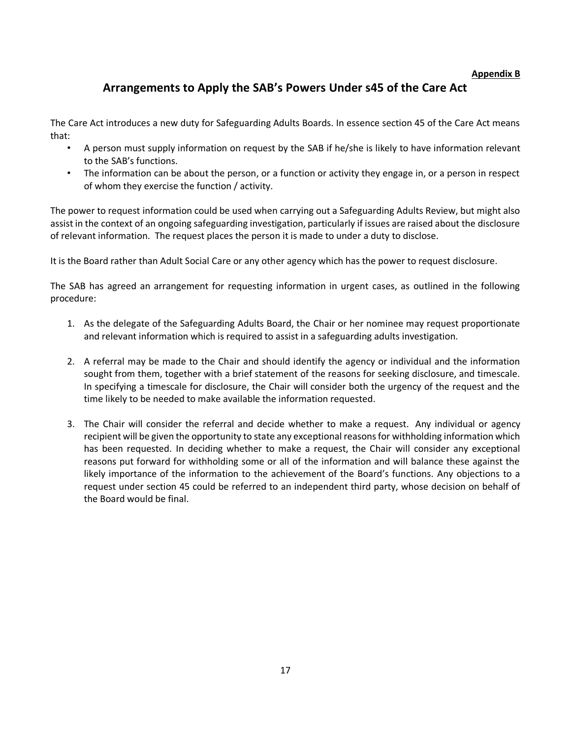**Appendix B**

# Arrangements to Apply the SAB's Powers Under s45 of the Care Act

The Care Act introduces a new duty for Safeguarding Adults Boards. In essence section 45 of the Care Act means that:

- A person must supply information on request by the SAB if he/she is likely to have information relevant to the SAB's functions.
- The information can be about the person, or a function or activity they engage in, or a person in respect of whom they exercise the function / activity.

The power to request information could be used when carrying out a Safeguarding Adults Review, but might also assist in the context of an ongoing safeguarding investigation, particularly if issues are raised about the disclosure of relevant information. The request places the person it is made to under a duty to disclose.

It is the Board rather than Adult Social Care or any other agency which has the power to request disclosure.

The SAB has agreed an arrangement for requesting information in urgent cases, as outlined in the following procedure:

1. As the delegate of the Safeguarding Adults Board, the Chair or her nominee may request proportionate and relevant information which is required to assist in a safeguarding adults investigation.

2. A referral may be made to the Chair and should identify the agency or individual and the information sought from them, together with a brief statement of the reasons for seeking disclosure, and timescale. In specifying a timescale for disclosure, the Chair will consider both the urgency of the request and the time likely to be needed to make available the information requested.

3. The Chair will consider the referral and decide whether to make a request. Any individual or agency recipient will be given the opportunity to state any exceptional reasons for withholding information which has been requested. In deciding whether to make a request, the Chair will consider any exceptional reasons put forward for withholding some or all of the information and will balance these against the likely importance of the information to the achievement of the Board's functions. Any objections to a request under section 45 could be referred to an independent third party, whose decision on behalf of the Board would be final.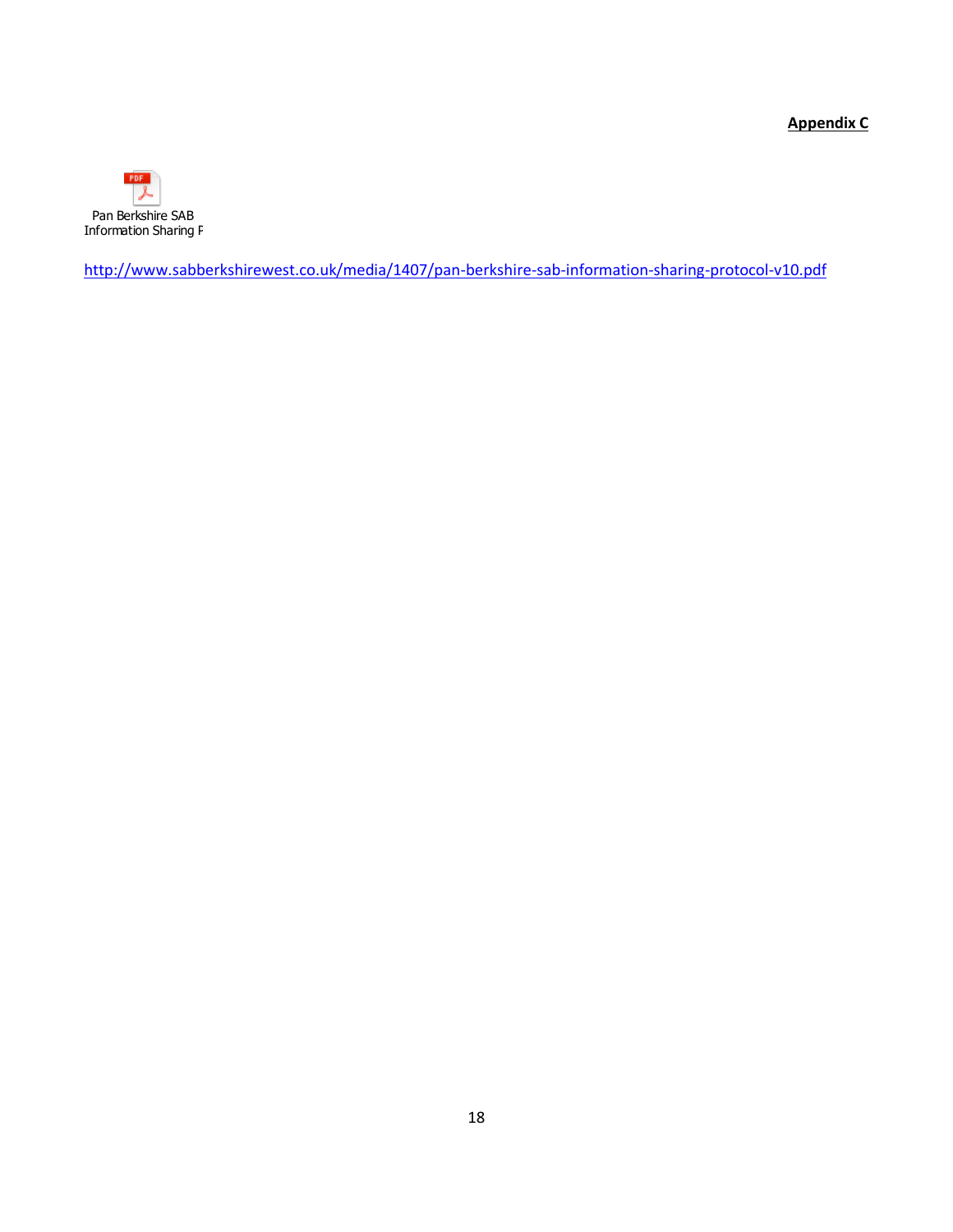**Appendix C**

Pan Berkshire SAB
Information Sharing P

http://www.sabberkshirewest.co.uk/media/1407/pan-berkshire-sab-information-sharing-protocol-v10.pdf